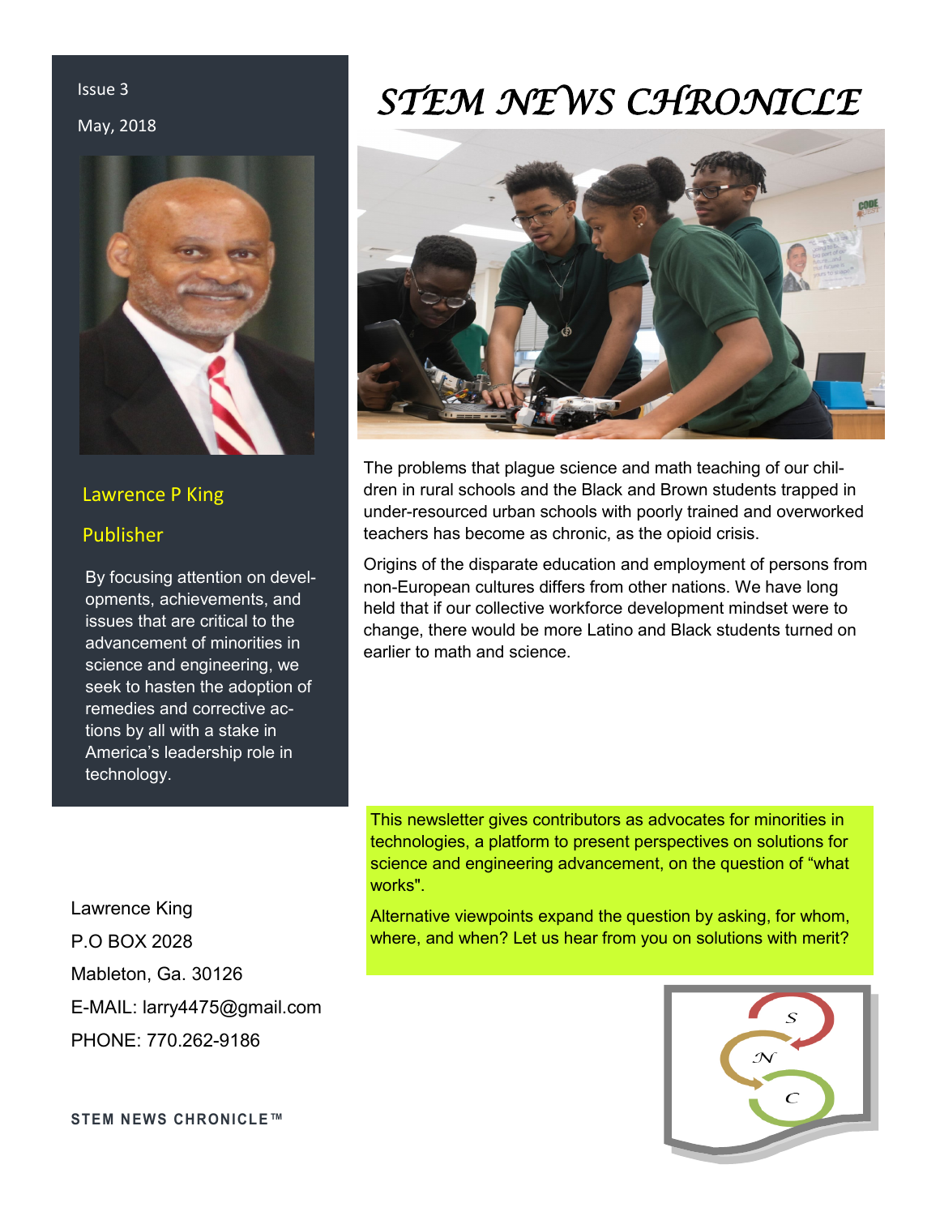# STEM NEWS CHRONICLE

Issue 3

May, 2018

Lawrence P King

Publisher

By focusing attention on developments, achievements, and issues that are critical to the advancement of minorities in science and engineering, we seek to hasten the adoption of remedies and corrective actions by all with a stake in America's leadership role in technology.

The problems that plague science and math teaching of our children in rural schools and the Black and Brown students trapped in under-resourced urban schools with poorly trained and overworked teachers has become as chronic, as the opioid crisis.

Origins of the disparate education and employment of persons from non-European cultures differs from other nations. We have long held that if our collective workforce development mindset were to change, there would be more Latino and Black students turned on earlier to math and science.

This newsletter gives contributors as advocates for minorities in technologies, a platform to present perspectives on solutions for science and engineering advancement, on the question of "what works".

Alternative viewpoints expand the question by asking, for whom, where, and when? Let us hear from you on solutions with merit?

Lawrence King
P.O BOX 2028
Mableton, Ga. 30126
E-MAIL: larry4475@gmail.com
PHONE: 770.262-9186

**STEM NEWS CHRONICLE™**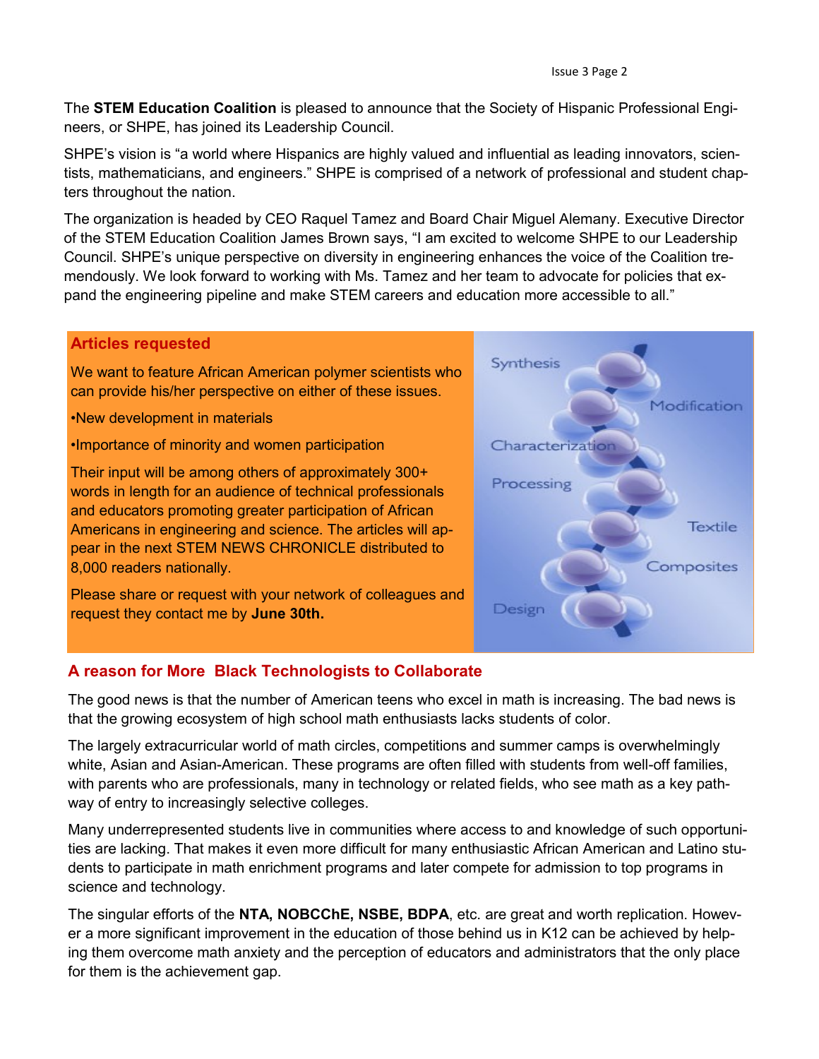The **STEM Education Coalition** is pleased to announce that the Society of Hispanic Professional Engineers, or SHPE, has joined its Leadership Council.

SHPE's vision is "a world where Hispanics are highly valued and influential as leading innovators, scientists, mathematicians, and engineers." SHPE is comprised of a network of professional and student chapters throughout the nation.

The organization is headed by CEO Raquel Tamez and Board Chair Miguel Alemany. Executive Director of the STEM Education Coalition James Brown says, "I am excited to welcome SHPE to our Leadership Council. SHPE's unique perspective on diversity in engineering enhances the voice of the Coalition tremendously. We look forward to working with Ms. Tamez and her team to advocate for policies that expand the engineering pipeline and make STEM careers and education more accessible to all."

## Articles requested

We want to feature African American polymer scientists who can provide his/her perspective on either of these issues.

- New development in materials
- Importance of minority and women participation

Their input will be among others of approximately 300+ words in length for an audience of technical professionals and educators promoting greater participation of African Americans in engineering and science. The articles will appear in the next STEM NEWS CHRONICLE distributed to 8,000 readers nationally.

Please share or request with your network of colleagues and request they contact me by **June 30th.**

## A reason for More Black Technologists to Collaborate

The good news is that the number of American teens who excel in math is increasing. The bad news is that the growing ecosystem of high school math enthusiasts lacks students of color.

The largely extracurricular world of math circles, competitions and summer camps is overwhelmingly white, Asian and Asian-American. These programs are often filled with students from well-off families, with parents who are professionals, many in technology or related fields, who see math as a key pathway of entry to increasingly selective colleges.

Many underrepresented students live in communities where access to and knowledge of such opportunities are lacking. That makes it even more difficult for many enthusiastic African American and Latino students to participate in math enrichment programs and later compete for admission to top programs in science and technology.

The singular efforts of the **NTA, NOBCChE, NSBE, BDPA**, etc. are great and worth replication. However a more significant improvement in the education of those behind us in K12 can be achieved by helping them overcome math anxiety and the perception of educators and administrators that the only place for them is the achievement gap.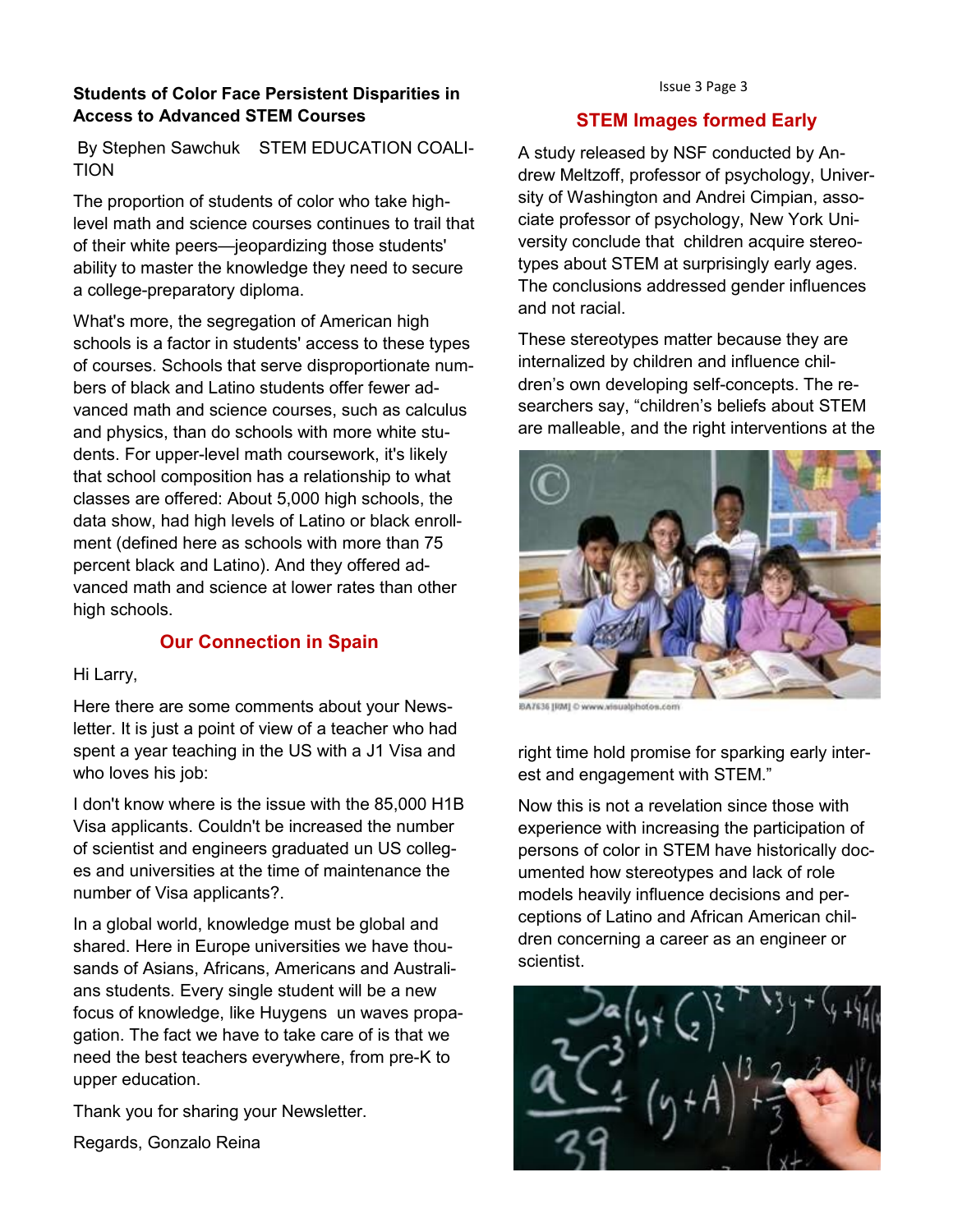**Students of Color Face Persistent Disparities in Access to Advanced STEM Courses**

By Stephen Sawchuk STEM EDUCATION COALITION

The proportion of students of color who take high-level math and science courses continues to trail that of their white peers—jeopardizing those students' ability to master the knowledge they need to secure a college-preparatory diploma.

What's more, the segregation of American high schools is a factor in students' access to these types of courses. Schools that serve disproportionate numbers of black and Latino students offer fewer advanced math and science courses, such as calculus and physics, than do schools with more white students. For upper-level math coursework, it's likely that school composition has a relationship to what classes are offered: About 5,000 high schools, the data show, had high levels of Latino or black enrollment (defined here as schools with more than 75 percent black and Latino). And they offered advanced math and science at lower rates than other high schools.

## Our Connection in Spain

Hi Larry,

Here there are some comments about your Newsletter. It is just a point of view of a teacher who had spent a year teaching in the US with a J1 Visa and who loves his job:

I don't know where is the issue with the 85,000 H1B Visa applicants. Couldn't be increased the number of scientist and engineers graduated un US colleges and universities at the time of maintenance the number of Visa applicants?.

In a global world, knowledge must be global and shared. Here in Europe universities we have thousands of Asians, Africans, Americans and Australians students. Every single student will be a new focus of knowledge, like Huygens un waves propagation. The fact we have to take care of is that we need the best teachers everywhere, from pre-K to upper education.

Thank you for sharing your Newsletter.

Regards, Gonzalo Reina

## STEM Images formed Early

A study released by NSF conducted by Andrew Meltzoff, professor of psychology, University of Washington and Andrei Cimpian, associate professor of psychology, New York University conclude that children acquire stereotypes about STEM at surprisingly early ages. The conclusions addressed gender influences and not racial.

These stereotypes matter because they are internalized by children and influence children's own developing self-concepts. The researchers say, "children's beliefs about STEM are malleable, and the right interventions at the right time hold promise for sparking early interest and engagement with STEM."

BA7636 [RM] © www.visualphotos.com

Now this is not a revelation since those with experience with increasing the participation of persons of color in STEM have historically documented how stereotypes and lack of role models heavily influence decisions and perceptions of Latino and African American children concerning a career as an engineer or scientist.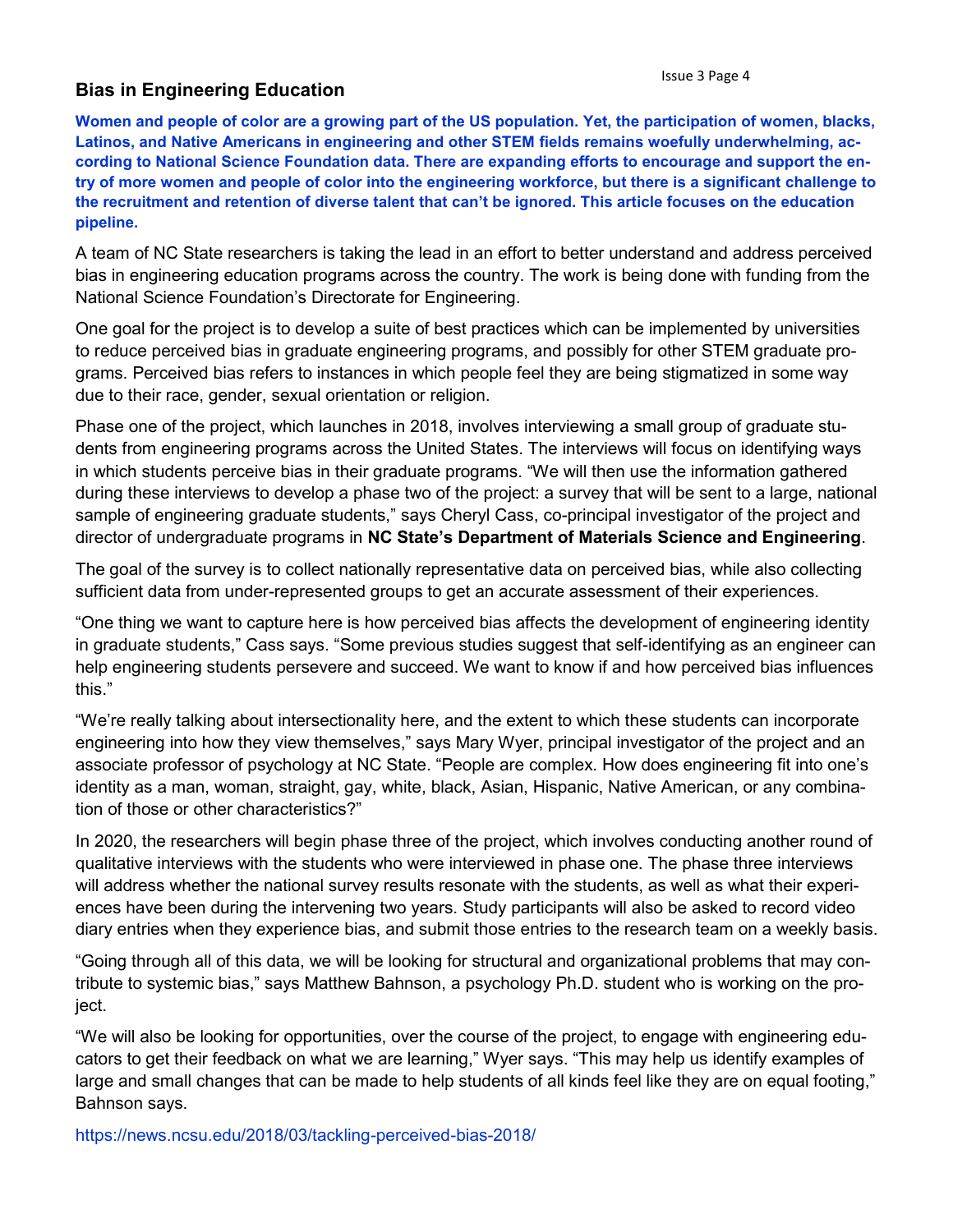## Bias in Engineering Education

**Women and people of color are a growing part of the US population. Yet, the participation of women, blacks, Latinos, and Native Americans in engineering and other STEM fields remains woefully underwhelming, according to National Science Foundation data. There are expanding efforts to encourage and support the entry of more women and people of color into the engineering workforce, but there is a significant challenge to the recruitment and retention of diverse talent that can't be ignored. This article focuses on the education pipeline.**

A team of NC State researchers is taking the lead in an effort to better understand and address perceived bias in engineering education programs across the country. The work is being done with funding from the National Science Foundation's Directorate for Engineering.

One goal for the project is to develop a suite of best practices which can be implemented by universities to reduce perceived bias in graduate engineering programs, and possibly for other STEM graduate programs. Perceived bias refers to instances in which people feel they are being stigmatized in some way due to their race, gender, sexual orientation or religion.

Phase one of the project, which launches in 2018, involves interviewing a small group of graduate students from engineering programs across the United States. The interviews will focus on identifying ways in which students perceive bias in their graduate programs. "We will then use the information gathered during these interviews to develop a phase two of the project: a survey that will be sent to a large, national sample of engineering graduate students," says Cheryl Cass, co-principal investigator of the project and director of undergraduate programs in **NC State's Department of Materials Science and Engineering**.

The goal of the survey is to collect nationally representative data on perceived bias, while also collecting sufficient data from under-represented groups to get an accurate assessment of their experiences.

"One thing we want to capture here is how perceived bias affects the development of engineering identity in graduate students," Cass says. "Some previous studies suggest that self-identifying as an engineer can help engineering students persevere and succeed. We want to know if and how perceived bias influences this."

"We're really talking about intersectionality here, and the extent to which these students can incorporate engineering into how they view themselves," says Mary Wyer, principal investigator of the project and an associate professor of psychology at NC State. "People are complex. How does engineering fit into one's identity as a man, woman, straight, gay, white, black, Asian, Hispanic, Native American, or any combination of those or other characteristics?"

In 2020, the researchers will begin phase three of the project, which involves conducting another round of qualitative interviews with the students who were interviewed in phase one. The phase three interviews will address whether the national survey results resonate with the students, as well as what their experiences have been during the intervening two years. Study participants will also be asked to record video diary entries when they experience bias, and submit those entries to the research team on a weekly basis.

"Going through all of this data, we will be looking for structural and organizational problems that may contribute to systemic bias," says Matthew Bahnson, a psychology Ph.D. student who is working on the project.

"We will also be looking for opportunities, over the course of the project, to engage with engineering educators to get their feedback on what we are learning," Wyer says. "This may help us identify examples of large and small changes that can be made to help students of all kinds feel like they are on equal footing," Bahnson says.

https://news.ncsu.edu/2018/03/tackling-perceived-bias-2018/